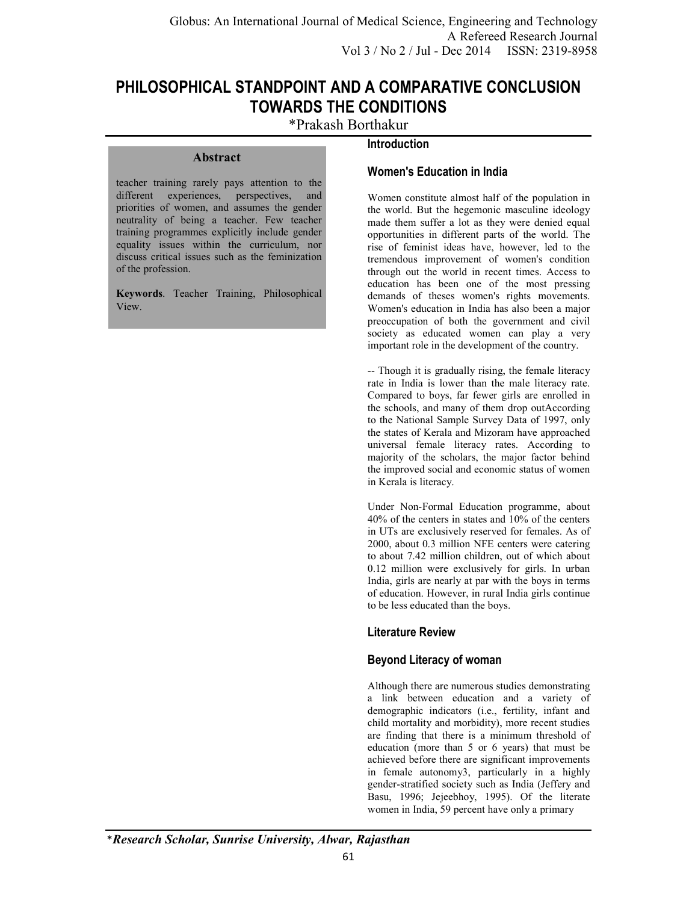# PHILOSOPHICAL STANDPOINT AND A COMPARATIVE CONCLUSION TOWARDS THE CONDITIONS

*Prakash Borthakur

## Abstract

teacher training rarely pays attention to the different experiences, perspectives, and priorities of women, and assumes the gender neutrality of being a teacher. Few teacher training programmes explicitly include gender equality issues within the curriculum, nor discuss critical issues such as the feminization of the profession.

**Keywords**. Teacher Training, Philosophical View.

## Introduction

### Women's Education in India

Women constitute almost half of the population in the world. But the hegemonic masculine ideology made them suffer a lot as they were denied equal opportunities in different parts of the world. The rise of feminist ideas have, however, led to the tremendous improvement of women's condition through out the world in recent times. Access to education has been one of the most pressing demands of theses women's rights movements. Women's education in India has also been a major preoccupation of both the government and civil society as educated women can play a very important role in the development of the country.

-- Though it is gradually rising, the female literacy rate in India is lower than the male literacy rate. Compared to boys, far fewer girls are enrolled in the schools, and many of them drop outAccording to the National Sample Survey Data of 1997, only the states of Kerala and Mizoram have approached universal female literacy rates. According to majority of the scholars, the major factor behind the improved social and economic status of women in Kerala is literacy.

Under Non-Formal Education programme, about 40% of the centers in states and 10% of the centers in UTs are exclusively reserved for females. As of 2000, about 0.3 million NFE centers were catering to about 7.42 million children, out of which about 0.12 million were exclusively for girls. In urban India, girls are nearly at par with the boys in terms of education. However, in rural India girls continue to be less educated than the boys.

## Literature Review

### Beyond Literacy of woman

Although there are numerous studies demonstrating a link between education and a variety of demographic indicators (i.e., fertility, infant and child mortality and morbidity), more recent studies are finding that there is a minimum threshold of education (more than 5 or 6 years) that must be achieved before there are significant improvements in female autonomy3, particularly in a highly gender-stratified society such as India (Jeffery and Basu, 1996; Jejeebhoy, 1995). Of the literate women in India, 59 percent have only a primary

*Research Scholar, Sunrise University, Alwar, Rajasthan*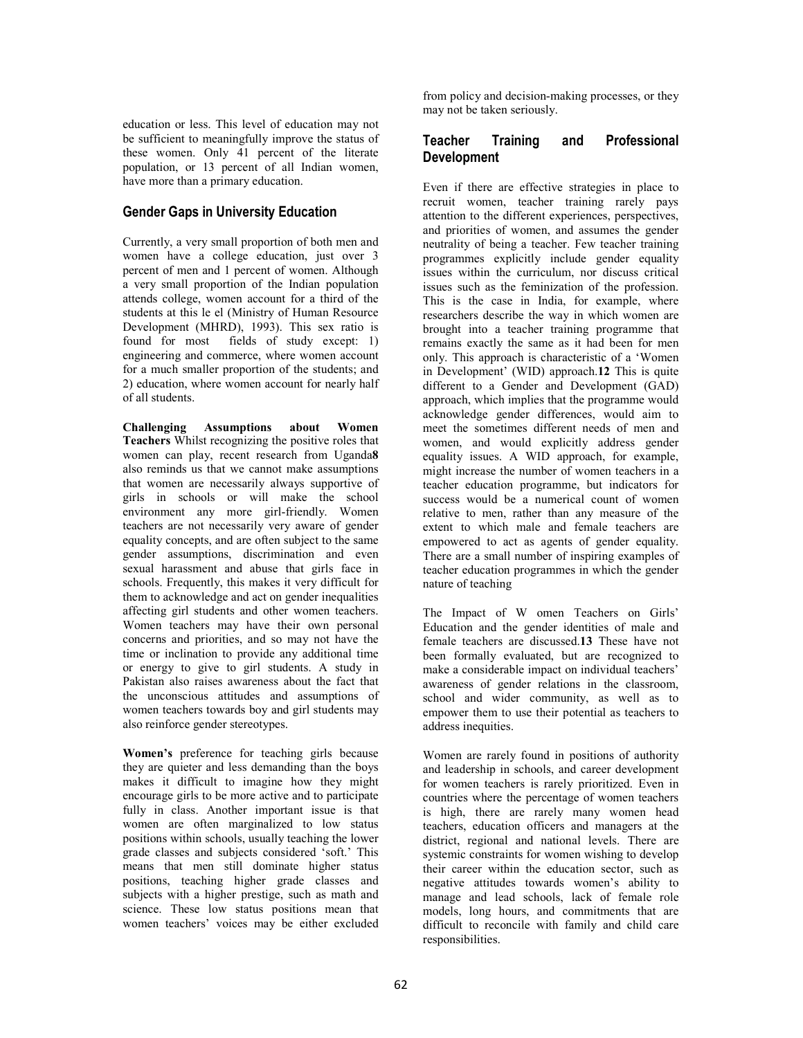education or less. This level of education may not be sufficient to meaningfully improve the status of these women. Only 41 percent of the literate population, or 13 percent of all Indian women, have more than a primary education.

## Gender Gaps in University Education

Currently, a very small proportion of both men and women have a college education, just over 3 percent of men and 1 percent of women. Although a very small proportion of the Indian population attends college, women account for a third of the students at this le el (Ministry of Human Resource Development (MHRD), 1993). This sex ratio is found for most fields of study except: 1) engineering and commerce, where women account for a much smaller proportion of the students; and 2) education, where women account for nearly half of all students.

**Challenging Assumptions about Women Teachers** Whilst recognizing the positive roles that women can play, recent research from Uganda**8** also reminds us that we cannot make assumptions that women are necessarily always supportive of girls in schools or will make the school environment any more girl-friendly. Women teachers are not necessarily very aware of gender equality concepts, and are often subject to the same gender assumptions, discrimination and even sexual harassment and abuse that girls face in schools. Frequently, this makes it very difficult for them to acknowledge and act on gender inequalities affecting girl students and other women teachers. Women teachers may have their own personal concerns and priorities, and so may not have the time or inclination to provide any additional time or energy to give to girl students. A study in Pakistan also raises awareness about the fact that the unconscious attitudes and assumptions of women teachers towards boy and girl students may also reinforce gender stereotypes.

**Women's** preference for teaching girls because they are quieter and less demanding than the boys makes it difficult to imagine how they might encourage girls to be more active and to participate fully in class. Another important issue is that women are often marginalized to low status positions within schools, usually teaching the lower grade classes and subjects considered 'soft.' This means that men still dominate higher status positions, teaching higher grade classes and subjects with a higher prestige, such as math and science. These low status positions mean that women teachers' voices may be either excluded from policy and decision-making processes, or they may not be taken seriously.

## Teacher Training and Professional Development

Even if there are effective strategies in place to recruit women, teacher training rarely pays attention to the different experiences, perspectives, and priorities of women, and assumes the gender neutrality of being a teacher. Few teacher training programmes explicitly include gender equality issues within the curriculum, nor discuss critical issues such as the feminization of the profession. This is the case in India, for example, where researchers describe the way in which women are brought into a teacher training programme that remains exactly the same as it had been for men only. This approach is characteristic of a 'Women in Development' (WID) approach.**12** This is quite different to a Gender and Development (GAD) approach, which implies that the programme would acknowledge gender differences, would aim to meet the sometimes different needs of men and women, and would explicitly address gender equality issues. A WID approach, for example, might increase the number of women teachers in a teacher education programme, but indicators for success would be a numerical count of women relative to men, rather than any measure of the extent to which male and female teachers are empowered to act as agents of gender equality. There are a small number of inspiring examples of teacher education programmes in which the gender nature of teaching

The Impact of W omen Teachers on Girls' Education and the gender identities of male and female teachers are discussed.**13** These have not been formally evaluated, but are recognized to make a considerable impact on individual teachers' awareness of gender relations in the classroom, school and wider community, as well as to empower them to use their potential as teachers to address inequities.

Women are rarely found in positions of authority and leadership in schools, and career development for women teachers is rarely prioritized. Even in countries where the percentage of women teachers is high, there are rarely many women head teachers, education officers and managers at the district, regional and national levels. There are systemic constraints for women wishing to develop their career within the education sector, such as negative attitudes towards women's ability to manage and lead schools, lack of female role models, long hours, and commitments that are difficult to reconcile with family and child care responsibilities.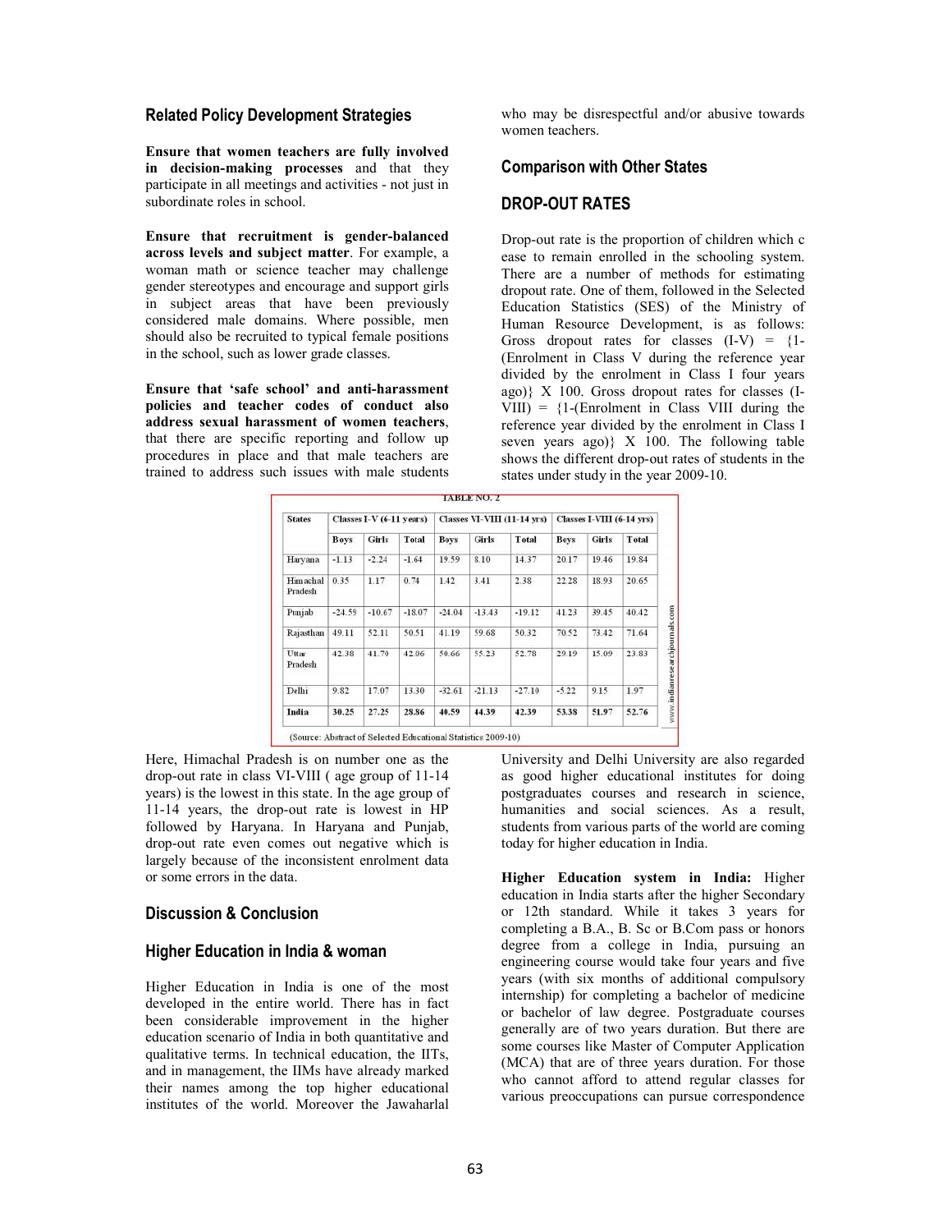## Related Policy Development Strategies

**Ensure that women teachers are fully involved in decision-making processes** and that they participate in all meetings and activities - not just in subordinate roles in school.

**Ensure that recruitment is gender-balanced across levels and subject matter**. For example, a woman math or science teacher may challenge gender stereotypes and encourage and support girls in subject areas that have been previously considered male domains. Where possible, men should also be recruited to typical female positions in the school, such as lower grade classes.

**Ensure that 'safe school' and anti-harassment policies and teacher codes of conduct also address sexual harassment of women teachers**, that there are specific reporting and follow up procedures in place and that male teachers are trained to address such issues with male students who may be disrespectful and/or abusive towards women teachers.

## Comparison with Other States

## DROP-OUT RATES

Drop-out rate is the proportion of children which c ease to remain enrolled in the schooling system. There are a number of methods for estimating dropout rate. One of them, followed in the Selected Education Statistics (SES) of the Ministry of Human Resource Development, is as follows: Gross dropout rates for classes (I-V) = {1-(Enrolment in Class V during the reference year divided by the enrolment in Class I four years ago)} X 100. Gross dropout rates for classes (I-VIII) = {1-(Enrolment in Class VIII during the reference year divided by the enrolment in Class I seven years ago)} X 100. The following table shows the different drop-out rates of students in the states under study in the year 2009-10.

TABLE NO. 2

| States | Classes I-V (6-11 years) | | | Classes VI-VIII (11-14 yrs) | | | Classes I-VIII (6-14 yrs) | | |
|---|---|---|---|---|---|---|---|---|---|
| | Boys | Girls | Total | Boys | Girls | Total | Boys | Girls | Total |
| Haryana | -1.13 | -2.24 | -1.64 | 19.59 | 8.10 | 14.37 | 20.17 | 19.46 | 19.84 |
| Himachal Pradesh | 0.35 | 1.17 | 0.74 | 1.42 | 3.41 | 2.38 | 22.28 | 18.93 | 20.65 |
| Punjab | -24.59 | -10.67 | -18.07 | -24.04 | -13.43 | -19.12 | 41.23 | 39.45 | 40.42 |
| Rajasthan | 49.11 | 52.11 | 50.51 | 41.19 | 59.68 | 50.32 | 70.52 | 73.42 | 71.64 |
| Uttar Pradesh | 42.38 | 41.70 | 42.06 | 50.66 | 55.23 | 52.78 | 29.19 | 15.09 | 23.83 |
| Delhi | 9.82 | 17.07 | 13.30 | -32.61 | -21.13 | -27.10 | -5.22 | 9.15 | 1.97 |
| **India** | **30.25** | **27.25** | **28.86** | **40.59** | **44.39** | **42.39** | **53.38** | **51.97** | **52.76** |

(Source: Abstract of Selected Educational Statistics 2009-10)

Here, Himachal Pradesh is on number one as the drop-out rate in class VI-VIII ( age group of 11-14 years) is the lowest in this state. In the age group of 11-14 years, the drop-out rate is lowest in HP followed by Haryana. In Haryana and Punjab, drop-out rate even comes out negative which is largely because of the inconsistent enrolment data or some errors in the data.

## Discussion & Conclusion

## Higher Education in India & woman

Higher Education in India is one of the most developed in the entire world. There has in fact been considerable improvement in the higher education scenario of India in both quantitative and qualitative terms. In technical education, the IITs, and in management, the IIMs have already marked their names among the top higher educational institutes of the world. Moreover the Jawaharlal University and Delhi University are also regarded as good higher educational institutes for doing postgraduates courses and research in science, humanities and social sciences. As a result, students from various parts of the world are coming today for higher education in India.

**Higher Education system in India:** Higher education in India starts after the higher Secondary or 12th standard. While it takes 3 years for completing a B.A., B. Sc or B.Com pass or honors degree from a college in India, pursuing an engineering course would take four years and five years (with six months of additional compulsory internship) for completing a bachelor of medicine or bachelor of law degree. Postgraduate courses generally are of two years duration. But there are some courses like Master of Computer Application (MCA) that are of three years duration. For those who cannot afford to attend regular classes for various preoccupations can pursue correspondence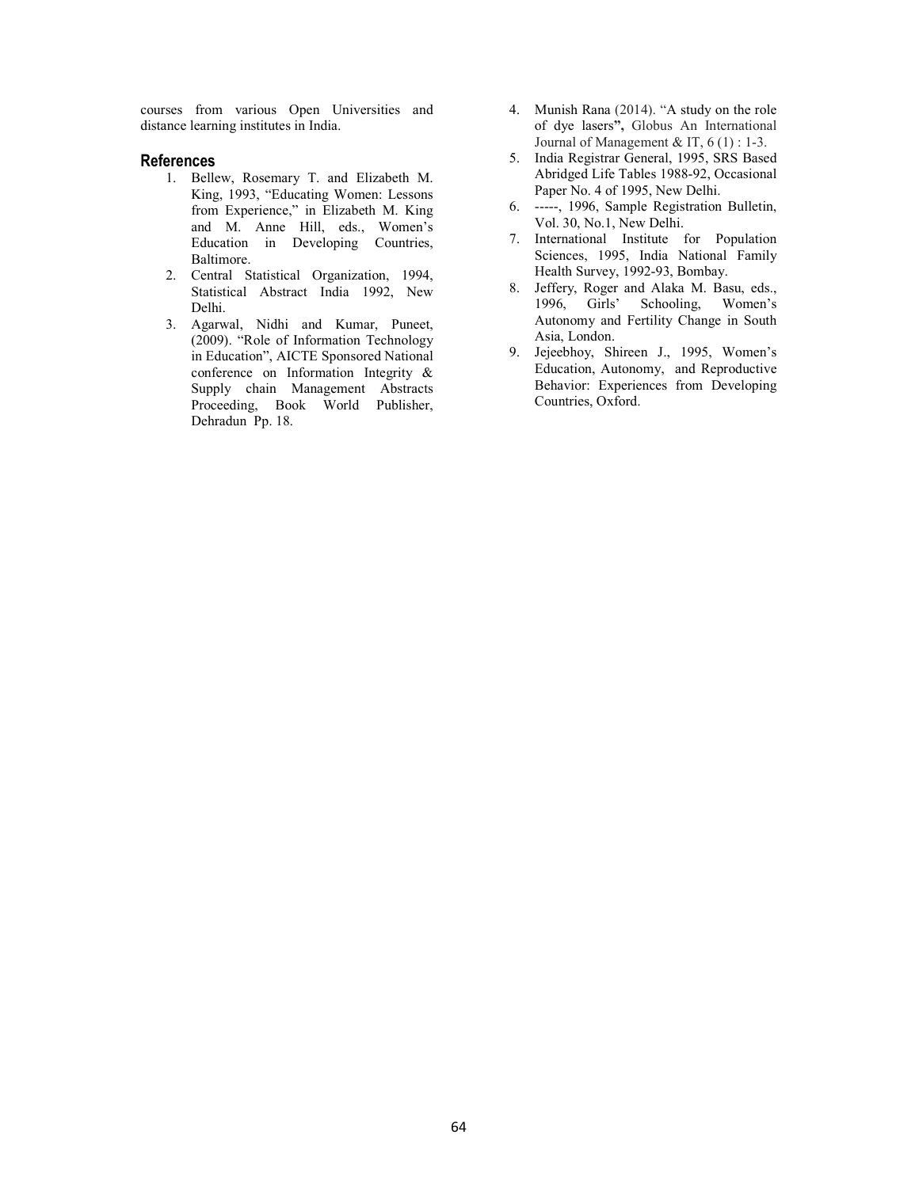courses from various Open Universities and distance learning institutes in India.

## References

1. Bellew, Rosemary T. and Elizabeth M. King, 1993, "Educating Women: Lessons from Experience," in Elizabeth M. King and M. Anne Hill, eds., Women's Education in Developing Countries, Baltimore.
2. Central Statistical Organization, 1994, Statistical Abstract India 1992, New Delhi.
3. Agarwal, Nidhi and Kumar, Puneet, (2009). "Role of Information Technology in Education", AICTE Sponsored National conference on Information Integrity & Supply chain Management Abstracts Proceeding, Book World Publisher, Dehradun Pp. 18.
4. Munish Rana (2014). "A study on the role of dye lasers**",** Globus An International Journal of Management & IT, 6 (1) : 1-3.
5. India Registrar General, 1995, SRS Based Abridged Life Tables 1988-92, Occasional Paper No. 4 of 1995, New Delhi.
6. -----, 1996, Sample Registration Bulletin, Vol. 30, No.1, New Delhi.
7. International Institute for Population Sciences, 1995, India National Family Health Survey, 1992-93, Bombay.
8. Jeffery, Roger and Alaka M. Basu, eds., 1996, Girls' Schooling, Women's Autonomy and Fertility Change in South Asia, London.
9. Jejeebhoy, Shireen J., 1995, Women's Education, Autonomy, and Reproductive Behavior: Experiences from Developing Countries, Oxford.